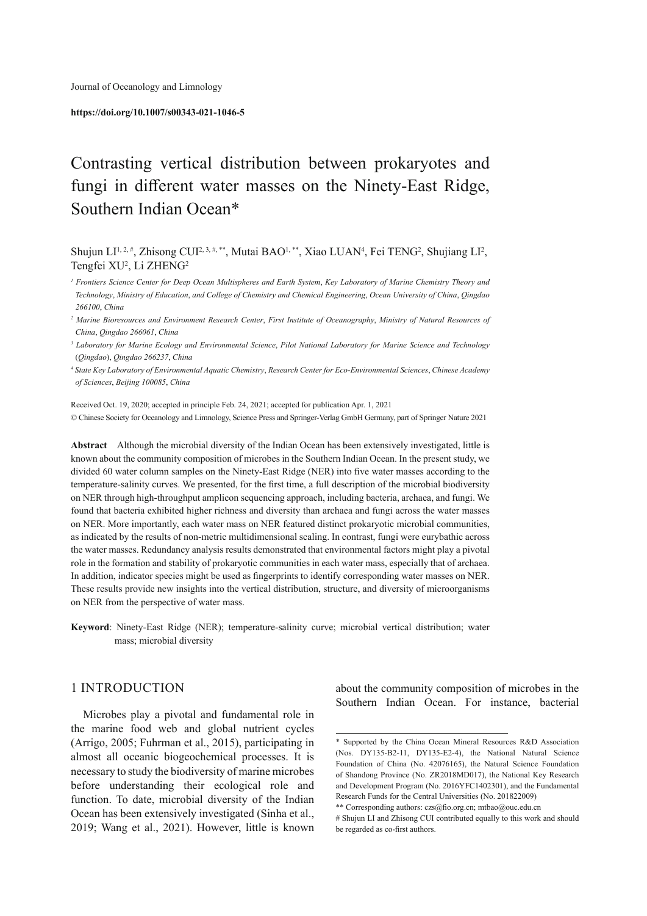Journal of Oceanology and Limnology

**https://doi.org/10.1007/s00343-021-1046-5**

# Contrasting vertical distribution between prokaryotes and fungi in different water masses on the Ninety-East Ridge, Southern Indian Ocean*

Shujun LI[1, 2, #], Zhisong CUI[2, 3, #, **], Mutai BAO[1, **], Xiao LUAN[4], Fei TENG[2], Shujiang LI[2], Tengfei XU[2], Li ZHENG[2]

*[1] Frontiers Science Center for Deep Ocean Multispheres and Earth System, Key Laboratory of Marine Chemistry Theory and Technology, Ministry of Education, and College of Chemistry and Chemical Engineering, Ocean University of China, Qingdao 266100, China*

*[2] Marine Bioresources and Environment Research Center, First Institute of Oceanography, Ministry of Natural Resources of China, Qingdao 266061, China*

*[3] Laboratory for Marine Ecology and Environmental Science, Pilot National Laboratory for Marine Science and Technology (Qingdao), Qingdao 266237, China*

*[4] State Key Laboratory of Environmental Aquatic Chemistry, Research Center for Eco-Environmental Sciences, Chinese Academy of Sciences, Beijing 100085, China*

Received Oct. 19, 2020; accepted in principle Feb. 24, 2021; accepted for publication Apr. 1, 2021

© Chinese Society for Oceanology and Limnology, Science Press and Springer-Verlag GmbH Germany, part of Springer Nature 2021

**Abstract** Although the microbial diversity of the Indian Ocean has been extensively investigated, little is known about the community composition of microbes in the Southern Indian Ocean. In the present study, we divided 60 water column samples on the Ninety-East Ridge (NER) into five water masses according to the temperature-salinity curves. We presented, for the first time, a full description of the microbial biodiversity on NER through high-throughput amplicon sequencing approach, including bacteria, archaea, and fungi. We found that bacteria exhibited higher richness and diversity than archaea and fungi across the water masses on NER. More importantly, each water mass on NER featured distinct prokaryotic microbial communities, as indicated by the results of non-metric multidimensional scaling. In contrast, fungi were eurybathic across the water masses. Redundancy analysis results demonstrated that environmental factors might play a pivotal role in the formation and stability of prokaryotic communities in each water mass, especially that of archaea. In addition, indicator species might be used as fingerprints to identify corresponding water masses on NER. These results provide new insights into the vertical distribution, structure, and diversity of microorganisms on NER from the perspective of water mass.

**Keyword**: Ninety-East Ridge (NER); temperature-salinity curve; microbial vertical distribution; water mass; microbial diversity

## 1 INTRODUCTION

Microbes play a pivotal and fundamental role in the marine food web and global nutrient cycles (Arrigo, 2005; Fuhrman et al., 2015), participating in almost all oceanic biogeochemical processes. It is necessary to study the biodiversity of marine microbes before understanding their ecological role and function. To date, microbial diversity of the Indian Ocean has been extensively investigated (Sinha et al., 2019; Wang et al., 2021). However, little is known about the community composition of microbes in the Southern Indian Ocean. For instance, bacterial

\* Supported by the China Ocean Mineral Resources R&D Association (Nos. DY135-B2-11, DY135-E2-4), the National Natural Science Foundation of China (No. 42076165), the Natural Science Foundation of Shandong Province (No. ZR2018MD017), the National Key Research and Development Program (No. 2016YFC1402301), and the Fundamental Research Funds for the Central Universities (No. 201822009)

\*\* Corresponding authors: czs@fio.org.cn; mtbao@ouc.edu.cn

\# Shujun LI and Zhisong CUI contributed equally to this work and should be regarded as co-first authors.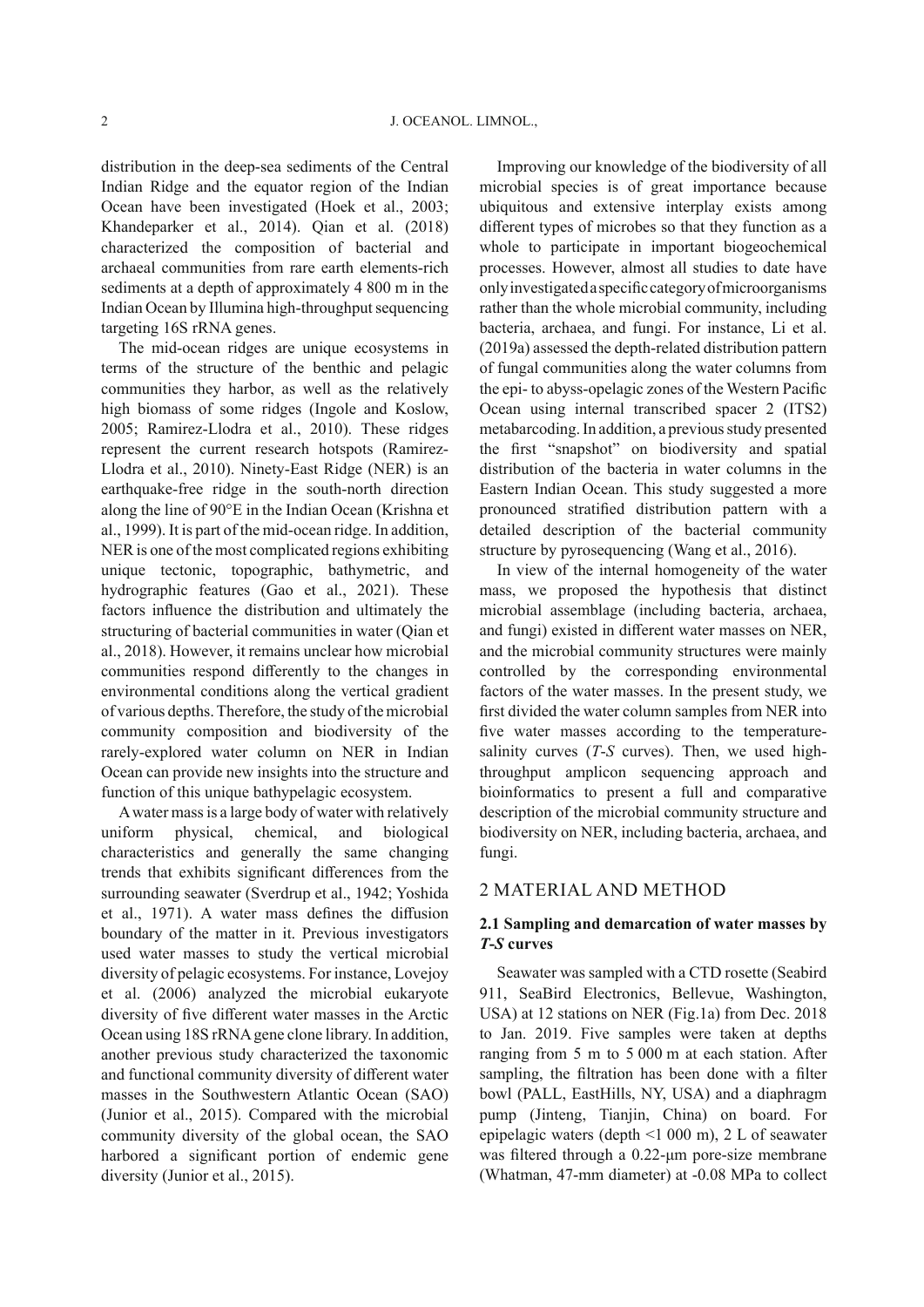distribution in the deep-sea sediments of the Central Indian Ridge and the equator region of the Indian Ocean have been investigated (Hoek et al., 2003; Khandeparker et al., 2014). Qian et al. (2018) characterized the composition of bacterial and archaeal communities from rare earth elements-rich sediments at a depth of approximately 4 800 m in the Indian Ocean by Illumina high-throughput sequencing targeting 16S rRNA genes.

The mid-ocean ridges are unique ecosystems in terms of the structure of the benthic and pelagic communities they harbor, as well as the relatively high biomass of some ridges (Ingole and Koslow, 2005; Ramirez-Llodra et al., 2010). These ridges represent the current research hotspots (Ramirez-Llodra et al., 2010). Ninety-East Ridge (NER) is an earthquake-free ridge in the south-north direction along the line of 90°E in the Indian Ocean (Krishna et al., 1999). It is part of the mid-ocean ridge. In addition, NER is one of the most complicated regions exhibiting unique tectonic, topographic, bathymetric, and hydrographic features (Gao et al., 2021). These factors influence the distribution and ultimately the structuring of bacterial communities in water (Qian et al., 2018). However, it remains unclear how microbial communities respond differently to the changes in environmental conditions along the vertical gradient of various depths. Therefore, the study of the microbial community composition and biodiversity of the rarely-explored water column on NER in Indian Ocean can provide new insights into the structure and function of this unique bathypelagic ecosystem.

A water mass is a large body of water with relatively uniform physical, chemical, and biological characteristics and generally the same changing trends that exhibits significant differences from the surrounding seawater (Sverdrup et al., 1942; Yoshida et al., 1971). A water mass defines the diffusion boundary of the matter in it. Previous investigators used water masses to study the vertical microbial diversity of pelagic ecosystems. For instance, Lovejoy et al. (2006) analyzed the microbial eukaryote diversity of five different water masses in the Arctic Ocean using 18S rRNA gene clone library. In addition, another previous study characterized the taxonomic and functional community diversity of different water masses in the Southwestern Atlantic Ocean (SAO) (Junior et al., 2015). Compared with the microbial community diversity of the global ocean, the SAO harbored a significant portion of endemic gene diversity (Junior et al., 2015).

Improving our knowledge of the biodiversity of all microbial species is of great importance because ubiquitous and extensive interplay exists among different types of microbes so that they function as a whole to participate in important biogeochemical processes. However, almost all studies to date have only investigated a specific category of microorganisms rather than the whole microbial community, including bacteria, archaea, and fungi. For instance, Li et al. (2019a) assessed the depth-related distribution pattern of fungal communities along the water columns from the epi- to abyss-opelagic zones of the Western Pacific Ocean using internal transcribed spacer 2 (ITS2) metabarcoding. In addition, a previous study presented the first "snapshot" on biodiversity and spatial distribution of the bacteria in water columns in the Eastern Indian Ocean. This study suggested a more pronounced stratified distribution pattern with a detailed description of the bacterial community structure by pyrosequencing (Wang et al., 2016).

In view of the internal homogeneity of the water mass, we proposed the hypothesis that distinct microbial assemblage (including bacteria, archaea, and fungi) existed in different water masses on NER, and the microbial community structures were mainly controlled by the corresponding environmental factors of the water masses. In the present study, we first divided the water column samples from NER into five water masses according to the temperature-salinity curves (*T-S* curves). Then, we used high-throughput amplicon sequencing approach and bioinformatics to present a full and comparative description of the microbial community structure and biodiversity on NER, including bacteria, archaea, and fungi.

## 2 MATERIAL AND METHOD

### 2.1 Sampling and demarcation of water masses by *T-S* curves

Seawater was sampled with a CTD rosette (Seabird 911, SeaBird Electronics, Bellevue, Washington, USA) at 12 stations on NER (Fig.1a) from Dec. 2018 to Jan. 2019. Five samples were taken at depths ranging from 5 m to 5 000 m at each station. After sampling, the filtration has been done with a filter bowl (PALL, EastHills, NY, USA) and a diaphragm pump (Jinteng, Tianjin, China) on board. For epipelagic waters (depth <1 000 m), 2 L of seawater was filtered through a 0.22-μm pore-size membrane (Whatman, 47-mm diameter) at -0.08 MPa to collect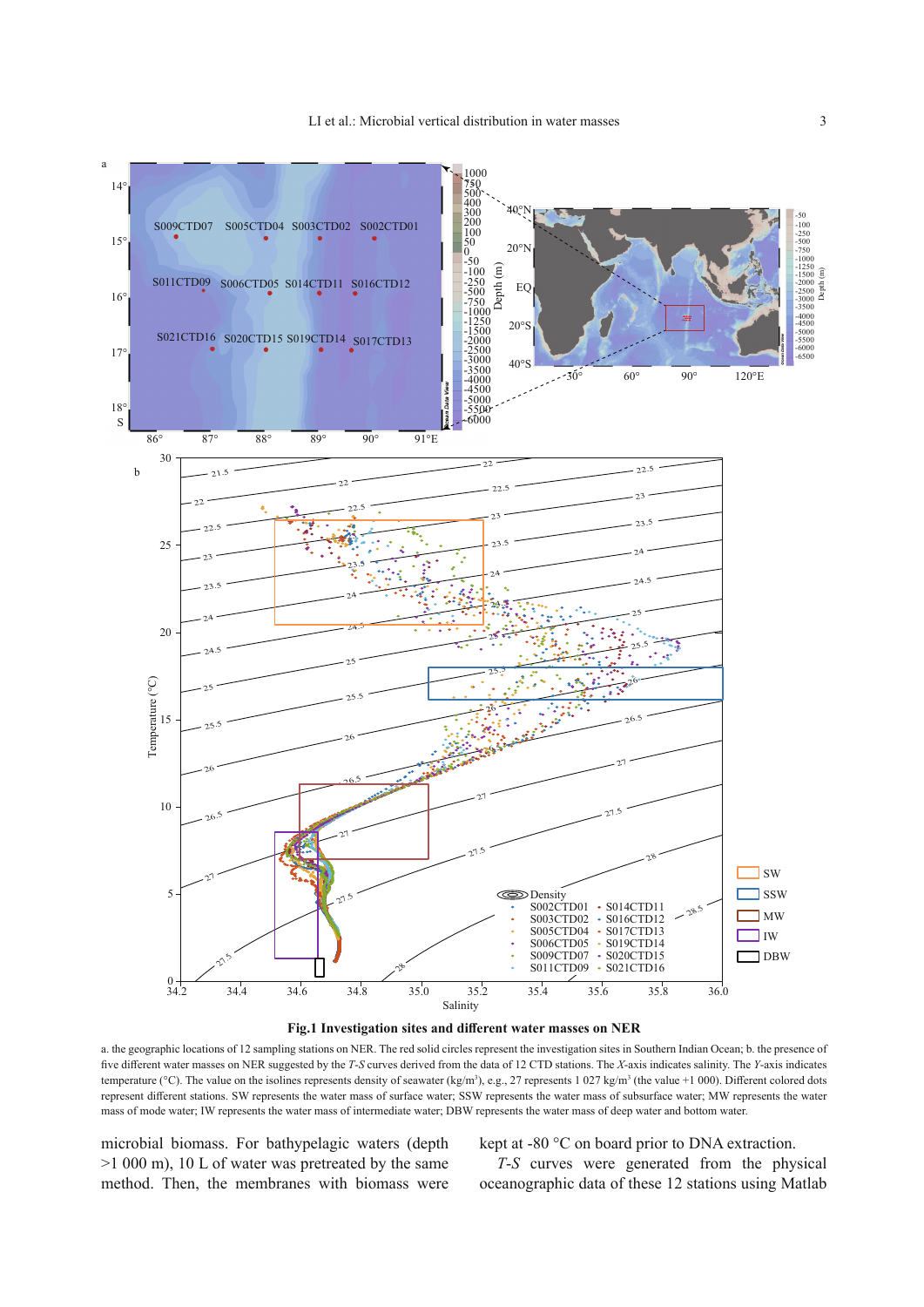**Fig.1 Investigation sites and different water masses on NER**

a. the geographic locations of 12 sampling stations on NER. The red solid circles represent the investigation sites in Southern Indian Ocean; b. the presence of five different water masses on NER suggested by the *T-S* curves derived from the data of 12 CTD stations. The *X*-axis indicates salinity. The *Y*-axis indicates temperature (°C). The value on the isolines represents density of seawater (kg/m$^3$), e.g., 27 represents 1 027 kg/m$^3$ (the value +1 000). Different colored dots represent different stations. SW represents the water mass of surface water; SSW represents the water mass of subsurface water; MW represents the water mass of mode water; IW represents the water mass of intermediate water; DBW represents the water mass of deep water and bottom water.

microbial biomass. For bathypelagic waters (depth >1 000 m), 10 L of water was pretreated by the same method. Then, the membranes with biomass were kept at -80 °C on board prior to DNA extraction.

*T-S* curves were generated from the physical oceanographic data of these 12 stations using Matlab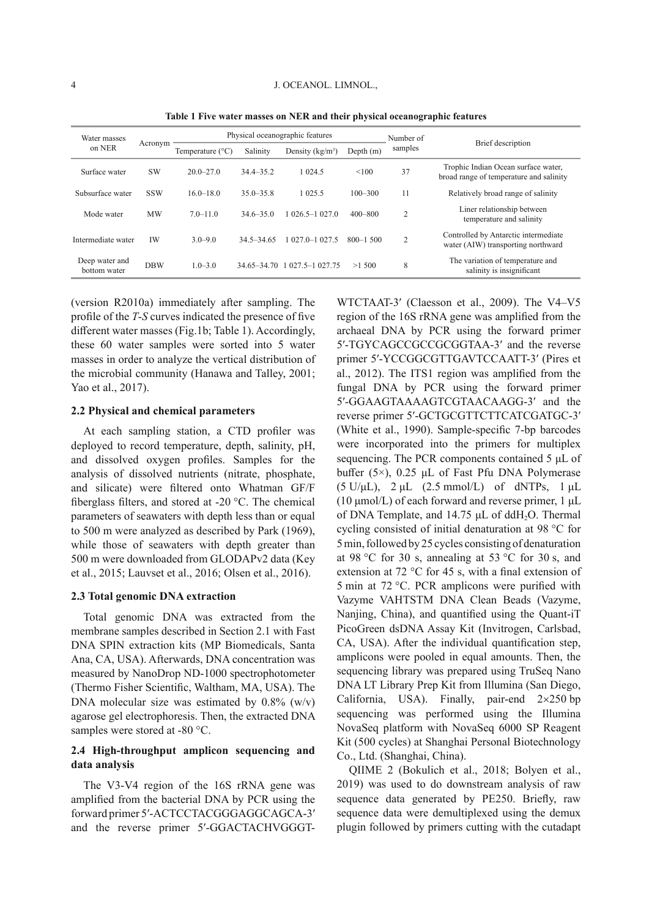**Table 1 Five water masses on NER and their physical oceanographic features**

| Water masses on NER | Acronym | Physical oceanographic features | | | | Number of samples | Brief description |
|---|---|---|---|---|---|---|---|
| | | Temperature (°C) | Salinity | Density (kg/m³) | Depth (m) | | |
| Surface water | SW | 20.0–27.0 | 34.4–35.2 | 1 024.5 | <100 | 37 | Trophic Indian Ocean surface water, broad range of temperature and salinity |
| Subsurface water | SSW | 16.0–18.0 | 35.0–35.8 | 1 025.5 | 100–300 | 11 | Relatively broad range of salinity |
| Mode water | MW | 7.0–11.0 | 34.6–35.0 | 1 026.5–1 027.0 | 400–800 | 2 | Liner relationship between temperature and salinity |
| Intermediate water | IW | 3.0–9.0 | 34.5–34.65 | 1 027.0–1 027.5 | 800–1 500 | 2 | Controlled by Antarctic intermediate water (AIW) transporting northward |
| Deep water and bottom water | DBW | 1.0–3.0 | 34.65–34.70 | 1 027.5–1 027.75 | >1 500 | 8 | The variation of temperature and salinity is insignificant |

(version R2010a) immediately after sampling. The profile of the *T-S* curves indicated the presence of five different water masses (Fig.1b; Table 1). Accordingly, these 60 water samples were sorted into 5 water masses in order to analyze the vertical distribution of the microbial community (Hanawa and Talley, 2001; Yao et al., 2017).

### 2.2 Physical and chemical parameters

At each sampling station, a CTD profiler was deployed to record temperature, depth, salinity, pH, and dissolved oxygen profiles. Samples for the analysis of dissolved nutrients (nitrate, phosphate, and silicate) were filtered onto Whatman GF/F fiberglass filters, and stored at -20 °C. The chemical parameters of seawaters with depth less than or equal to 500 m were analyzed as described by Park (1969), while those of seawaters with depth greater than 500 m were downloaded from GLODAPv2 data (Key et al., 2015; Lauvset et al., 2016; Olsen et al., 2016).

### 2.3 Total genomic DNA extraction

Total genomic DNA was extracted from the membrane samples described in Section 2.1 with Fast DNA SPIN extraction kits (MP Biomedicals, Santa Ana, CA, USA). Afterwards, DNA concentration was measured by NanoDrop ND-1000 spectrophotometer (Thermo Fisher Scientific, Waltham, MA, USA). The DNA molecular size was estimated by 0.8% (w/v) agarose gel electrophoresis. Then, the extracted DNA samples were stored at -80 °C.

### 2.4 High-throughput amplicon sequencing and data analysis

The V3-V4 region of the 16S rRNA gene was amplified from the bacterial DNA by PCR using the forward primer 5′-ACTCCTACGGGAGGCAGCA-3′ and the reverse primer 5′-GGACTACHVGGGT-WTCTAAT-3′ (Claesson et al., 2009). The V4–V5 region of the 16S rRNA gene was amplified from the archaeal DNA by PCR using the forward primer 5′-TGYCAGCCGCCGCGGTAA-3′ and the reverse primer 5′-YCCGGCGTTGAVTCCAATT-3′ (Pires et al., 2012). The ITS1 region was amplified from the fungal DNA by PCR using the forward primer 5′-GGAAGTAAAAGTCGTAACAAGG-3′ and the reverse primer 5′-GCTGCGTTCTTCATCGATGC-3′ (White et al., 1990). Sample-specific 7-bp barcodes were incorporated into the primers for multiplex sequencing. The PCR components contained 5 μL of buffer (5×), 0.25 μL of Fast Pfu DNA Polymerase (5 U/μL), 2 μL (2.5 mmol/L) of dNTPs, 1 μL (10 μmol/L) of each forward and reverse primer, 1 μL of DNA Template, and 14.75 μL of $ddH_2O$. Thermal cycling consisted of initial denaturation at 98 °C for 5 min, followed by 25 cycles consisting of denaturation at 98 °C for 30 s, annealing at 53 °C for 30 s, and extension at 72 °C for 45 s, with a final extension of 5 min at 72 °C. PCR amplicons were purified with Vazyme VAHTSTM DNA Clean Beads (Vazyme, Nanjing, China), and quantified using the Quant-iT PicoGreen dsDNA Assay Kit (Invitrogen, Carlsbad, CA, USA). After the individual quantification step, amplicons were pooled in equal amounts. Then, the sequencing library was prepared using TruSeq Nano DNA LT Library Prep Kit from Illumina (San Diego, California, USA). Finally, pair-end 2×250 bp sequencing was performed using the Illumina NovaSeq platform with NovaSeq 6000 SP Reagent Kit (500 cycles) at Shanghai Personal Biotechnology Co., Ltd. (Shanghai, China).

QIIME 2 (Bokulich et al., 2018; Bolyen et al., 2019) was used to do downstream analysis of raw sequence data generated by PE250. Briefly, raw sequence data were demultiplexed using the demux plugin followed by primers cutting with the cutadapt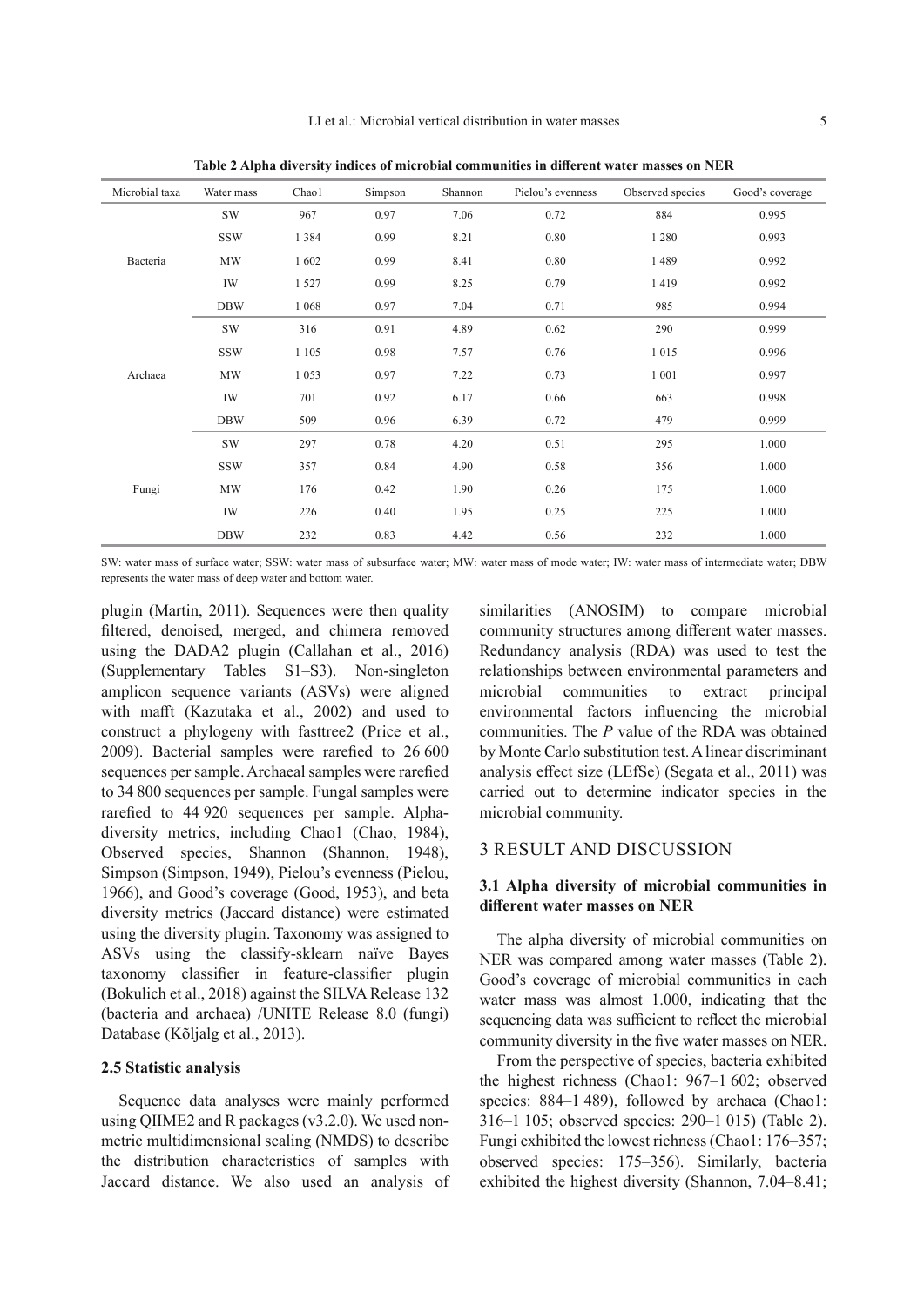**Table 2 Alpha diversity indices of microbial communities in different water masses on NER**

| Microbial taxa | Water mass | Chao1 | Simpson | Shannon | Pielou's evenness | Observed species | Good's coverage |
|---|---|---|---|---|---|---|---|
| Bacteria | SW | 967 | 0.97 | 7.06 | 0.72 | 884 | 0.995 |
| | SSW | 1 384 | 0.99 | 8.21 | 0.80 | 1 280 | 0.993 |
| | MW | 1 602 | 0.99 | 8.41 | 0.80 | 1 489 | 0.992 |
| | IW | 1 527 | 0.99 | 8.25 | 0.79 | 1 419 | 0.992 |
| | DBW | 1 068 | 0.97 | 7.04 | 0.71 | 985 | 0.994 |
| Archaea | SW | 316 | 0.91 | 4.89 | 0.62 | 290 | 0.999 |
| | SSW | 1 105 | 0.98 | 7.57 | 0.76 | 1 015 | 0.996 |
| | MW | 1 053 | 0.97 | 7.22 | 0.73 | 1 001 | 0.997 |
| | IW | 701 | 0.92 | 6.17 | 0.66 | 663 | 0.998 |
| | DBW | 509 | 0.96 | 6.39 | 0.72 | 479 | 0.999 |
| Fungi | SW | 297 | 0.78 | 4.20 | 0.51 | 295 | 1.000 |
| | SSW | 357 | 0.84 | 4.90 | 0.58 | 356 | 1.000 |
| | MW | 176 | 0.42 | 1.90 | 0.26 | 175 | 1.000 |
| | IW | 226 | 0.40 | 1.95 | 0.25 | 225 | 1.000 |
| | DBW | 232 | 0.83 | 4.42 | 0.56 | 232 | 1.000 |

SW: water mass of surface water; SSW: water mass of subsurface water; MW: water mass of mode water; IW: water mass of intermediate water; DBW represents the water mass of deep water and bottom water.

plugin (Martin, 2011). Sequences were then quality filtered, denoised, merged, and chimera removed using the DADA2 plugin (Callahan et al., 2016) (Supplementary Tables S1–S3). Non-singleton amplicon sequence variants (ASVs) were aligned with mafft (Kazutaka et al., 2002) and used to construct a phylogeny with fasttree2 (Price et al., 2009). Bacterial samples were rarefied to 26 600 sequences per sample. Archaeal samples were rarefied to 34 800 sequences per sample. Fungal samples were rarefied to 44 920 sequences per sample. Alpha-diversity metrics, including Chao1 (Chao, 1984), Observed species, Shannon (Shannon, 1948), Simpson (Simpson, 1949), Pielou's evenness (Pielou, 1966), and Good's coverage (Good, 1953), and beta diversity metrics (Jaccard distance) were estimated using the diversity plugin. Taxonomy was assigned to ASVs using the classify-sklearn naïve Bayes taxonomy classifier in feature-classifier plugin (Bokulich et al., 2018) against the SILVA Release 132 (bacteria and archaea) /UNITE Release 8.0 (fungi) Database (Kõljalg et al., 2013).

### 2.5 Statistic analysis

Sequence data analyses were mainly performed using QIIME2 and R packages (v3.2.0). We used non-metric multidimensional scaling (NMDS) to describe the distribution characteristics of samples with Jaccard distance. We also used an analysis of similarities (ANOSIM) to compare microbial community structures among different water masses. Redundancy analysis (RDA) was used to test the relationships between environmental parameters and microbial communities to extract principal environmental factors influencing the microbial communities. The *P* value of the RDA was obtained by Monte Carlo substitution test. A linear discriminant analysis effect size (LEfSe) (Segata et al., 2011) was carried out to determine indicator species in the microbial community.

## 3 RESULT AND DISCUSSION

### 3.1 Alpha diversity of microbial communities in different water masses on NER

The alpha diversity of microbial communities on NER was compared among water masses (Table 2). Good's coverage of microbial communities in each water mass was almost 1.000, indicating that the sequencing data was sufficient to reflect the microbial community diversity in the five water masses on NER.

From the perspective of species, bacteria exhibited the highest richness (Chao1: 967–1 602; observed species: 884–1 489), followed by archaea (Chao1: 316–1 105; observed species: 290–1 015) (Table 2). Fungi exhibited the lowest richness (Chao1: 176–357; observed species: 175–356). Similarly, bacteria exhibited the highest diversity (Shannon, 7.04–8.41;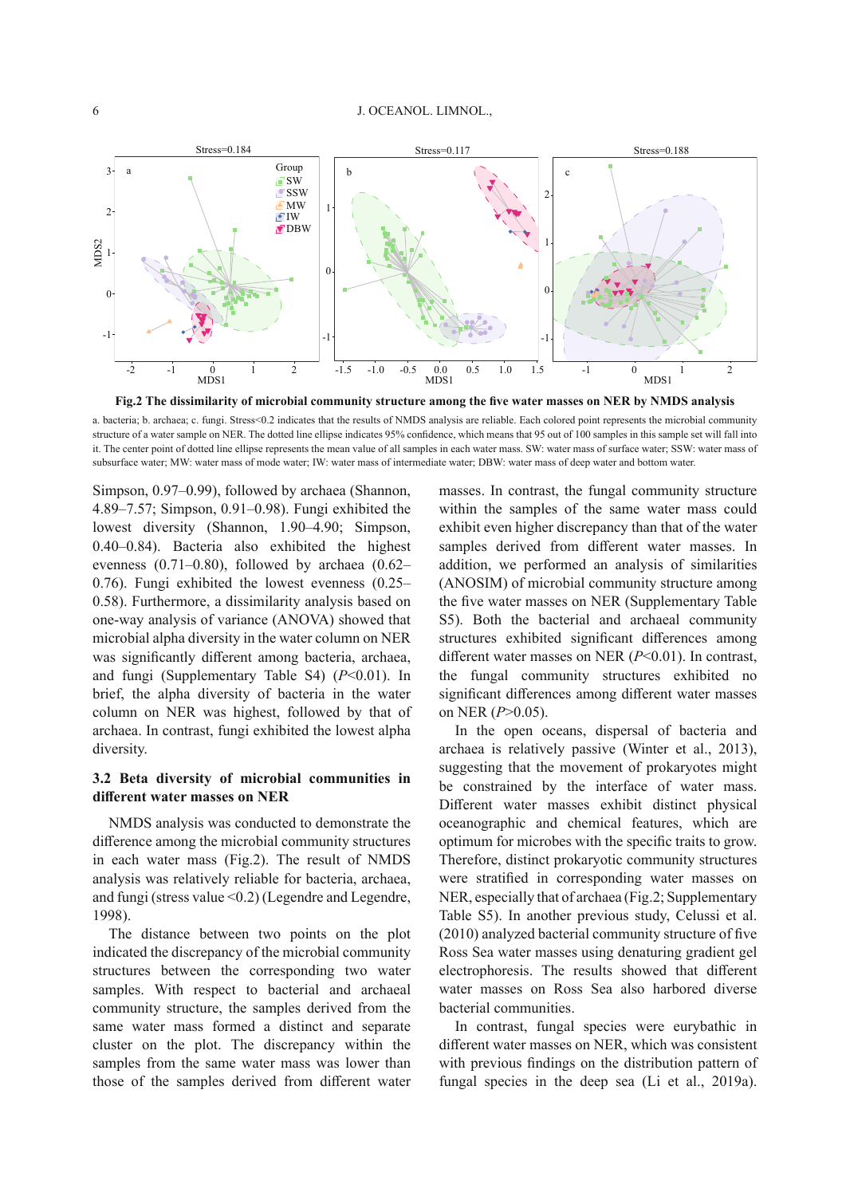**Fig.2 The dissimilarity of microbial community structure among the five water masses on NER by NMDS analysis**

a. bacteria; b. archaea; c. fungi. Stress<0.2 indicates that the results of NMDS analysis are reliable. Each colored point represents the microbial community structure of a water sample on NER. The dotted line ellipse indicates 95% confidence, which means that 95 out of 100 samples in this sample set will fall into it. The center point of dotted line ellipse represents the mean value of all samples in each water mass. SW: water mass of surface water; SSW: water mass of subsurface water; MW: water mass of mode water; IW: water mass of intermediate water; DBW: water mass of deep water and bottom water.

Simpson, 0.97–0.99), followed by archaea (Shannon, 4.89–7.57; Simpson, 0.91–0.98). Fungi exhibited the lowest diversity (Shannon, 1.90–4.90; Simpson, 0.40–0.84). Bacteria also exhibited the highest evenness (0.71–0.80), followed by archaea (0.62–0.76). Fungi exhibited the lowest evenness (0.25–0.58). Furthermore, a dissimilarity analysis based on one-way analysis of variance (ANOVA) showed that microbial alpha diversity in the water column on NER was significantly different among bacteria, archaea, and fungi (Supplementary Table S4) ($P<0.01$). In brief, the alpha diversity of bacteria in the water column on NER was highest, followed by that of archaea. In contrast, fungi exhibited the lowest alpha diversity.

### 3.2 Beta diversity of microbial communities in different water masses on NER

NMDS analysis was conducted to demonstrate the difference among the microbial community structures in each water mass (Fig.2). The result of NMDS analysis was relatively reliable for bacteria, archaea, and fungi (stress value <0.2) (Legendre and Legendre, 1998).

The distance between two points on the plot indicated the discrepancy of the microbial community structures between the corresponding two water samples. With respect to bacterial and archaeal community structure, the samples derived from the same water mass formed a distinct and separate cluster on the plot. The discrepancy within the samples from the same water mass was lower than those of the samples derived from different water masses. In contrast, the fungal community structure within the samples of the same water mass could exhibit even higher discrepancy than that of the water samples derived from different water masses. In addition, we performed an analysis of similarities (ANOSIM) of microbial community structure among the five water masses on NER (Supplementary Table S5). Both the bacterial and archaeal community structures exhibited significant differences among different water masses on NER ($P<0.01$). In contrast, the fungal community structures exhibited no significant differences among different water masses on NER ($P>0.05$).

In the open oceans, dispersal of bacteria and archaea is relatively passive (Winter et al., 2013), suggesting that the movement of prokaryotes might be constrained by the interface of water mass. Different water masses exhibit distinct physical oceanographic and chemical features, which are optimum for microbes with the specific traits to grow. Therefore, distinct prokaryotic community structures were stratified in corresponding water masses on NER, especially that of archaea (Fig.2; Supplementary Table S5). In another previous study, Celussi et al. (2010) analyzed bacterial community structure of five Ross Sea water masses using denaturing gradient gel electrophoresis. The results showed that different water masses on Ross Sea also harbored diverse bacterial communities.

In contrast, fungal species were eurybathic in different water masses on NER, which was consistent with previous findings on the distribution pattern of fungal species in the deep sea (Li et al., 2019a).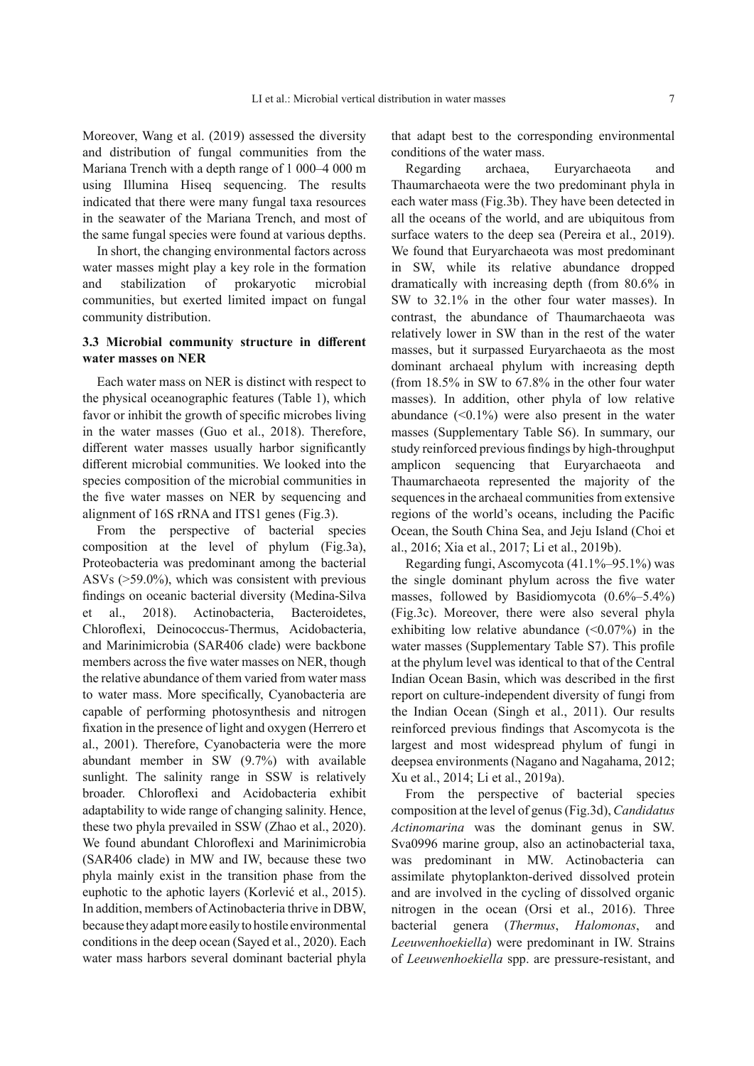Moreover, Wang et al. (2019) assessed the diversity and distribution of fungal communities from the Mariana Trench with a depth range of 1 000–4 000 m using Illumina Hiseq sequencing. The results indicated that there were many fungal taxa resources in the seawater of the Mariana Trench, and most of the same fungal species were found at various depths.

In short, the changing environmental factors across water masses might play a key role in the formation and stabilization of prokaryotic microbial communities, but exerted limited impact on fungal community distribution.

### 3.3 Microbial community structure in different water masses on NER

Each water mass on NER is distinct with respect to the physical oceanographic features (Table 1), which favor or inhibit the growth of specific microbes living in the water masses (Guo et al., 2018). Therefore, different water masses usually harbor significantly different microbial communities. We looked into the species composition of the microbial communities in the five water masses on NER by sequencing and alignment of 16S rRNA and ITS1 genes (Fig.3).

From the perspective of bacterial species composition at the level of phylum (Fig.3a), Proteobacteria was predominant among the bacterial ASVs (>59.0%), which was consistent with previous findings on oceanic bacterial diversity (Medina-Silva et al., 2018). Actinobacteria, Bacteroidetes, Chloroflexi, Deinococcus-Thermus, Acidobacteria, and Marinimicrobia (SAR406 clade) were backbone members across the five water masses on NER, though the relative abundance of them varied from water mass to water mass. More specifically, Cyanobacteria are capable of performing photosynthesis and nitrogen fixation in the presence of light and oxygen (Herrero et al., 2001). Therefore, Cyanobacteria were the more abundant member in SW (9.7%) with available sunlight. The salinity range in SSW is relatively broader. Chloroflexi and Acidobacteria exhibit adaptability to wide range of changing salinity. Hence, these two phyla prevailed in SSW (Zhao et al., 2020). We found abundant Chloroflexi and Marinimicrobia (SAR406 clade) in MW and IW, because these two phyla mainly exist in the transition phase from the euphotic to the aphotic layers (Korlević et al., 2015). In addition, members of Actinobacteria thrive in DBW, because they adapt more easily to hostile environmental conditions in the deep ocean (Sayed et al., 2020). Each water mass harbors several dominant bacterial phyla that adapt best to the corresponding environmental conditions of the water mass.

Regarding archaea, Euryarchaeota and Thaumarchaeota were the two predominant phyla in each water mass (Fig.3b). They have been detected in all the oceans of the world, and are ubiquitous from surface waters to the deep sea (Pereira et al., 2019). We found that Euryarchaeota was most predominant in SW, while its relative abundance dropped dramatically with increasing depth (from 80.6% in SW to 32.1% in the other four water masses). In contrast, the abundance of Thaumarchaeota was relatively lower in SW than in the rest of the water masses, but it surpassed Euryarchaeota as the most dominant archaeal phylum with increasing depth (from 18.5% in SW to 67.8% in the other four water masses). In addition, other phyla of low relative abundance (<0.1%) were also present in the water masses (Supplementary Table S6). In summary, our study reinforced previous findings by high-throughput amplicon sequencing that Euryarchaeota and Thaumarchaeota represented the majority of the sequences in the archaeal communities from extensive regions of the world's oceans, including the Pacific Ocean, the South China Sea, and Jeju Island (Choi et al., 2016; Xia et al., 2017; Li et al., 2019b).

Regarding fungi, Ascomycota (41.1%–95.1%) was the single dominant phylum across the five water masses, followed by Basidiomycota (0.6%–5.4%) (Fig.3c). Moreover, there were also several phyla exhibiting low relative abundance (<0.07%) in the water masses (Supplementary Table S7). This profile at the phylum level was identical to that of the Central Indian Ocean Basin, which was described in the first report on culture-independent diversity of fungi from the Indian Ocean (Singh et al., 2011). Our results reinforced previous findings that Ascomycota is the largest and most widespread phylum of fungi in deepsea environments (Nagano and Nagahama, 2012; Xu et al., 2014; Li et al., 2019a).

From the perspective of bacterial species composition at the level of genus (Fig.3d), *Candidatus Actinomarina* was the dominant genus in SW. Sva0996 marine group, also an actinobacterial taxa, was predominant in MW. Actinobacteria can assimilate phytoplankton-derived dissolved protein and are involved in the cycling of dissolved organic nitrogen in the ocean (Orsi et al., 2016). Three bacterial genera (*Thermus*, *Halomonas*, and *Leeuwenhoekiella*) were predominant in IW. Strains of *Leeuwenhoekiella* spp. are pressure-resistant, and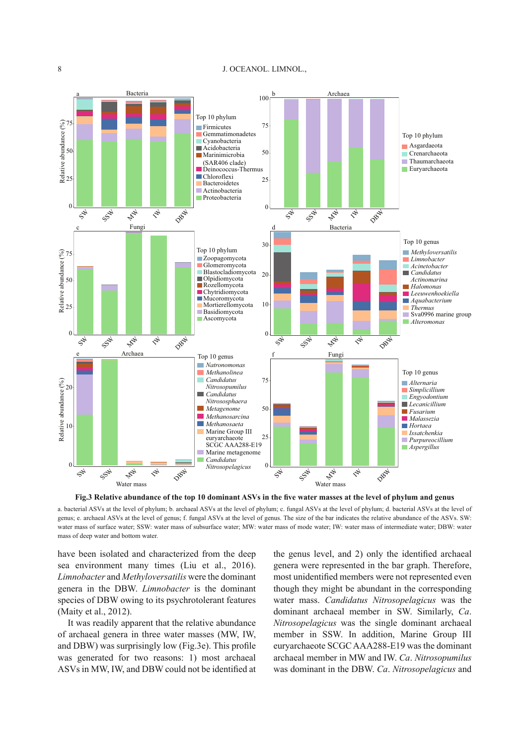**Fig.3 Relative abundance of the top 10 dominant ASVs in the five water masses at the level of phylum and genus**

a. bacterial ASVs at the level of phylum; b. archaeal ASVs at the level of phylum; c. fungal ASVs at the level of phylum; d. bacterial ASVs at the level of genus; e. archaeal ASVs at the level of genus; f. fungal ASVs at the level of genus. The size of the bar indicates the relative abundance of the ASVs. SW: water mass of surface water; SSW: water mass of subsurface water; MW: water mass of mode water; IW: water mass of intermediate water; DBW: water mass of deep water and bottom water.

have been isolated and characterized from the deep sea environment many times (Liu et al., 2016). *Limnobacter* and *Methyloversatilis* were the dominant genera in the DBW. *Limnobacter* is the dominant species of DBW owing to its psychrotolerant features (Maity et al., 2012).

It was readily apparent that the relative abundance of archaeal genera in three water masses (MW, IW, and DBW) was surprisingly low (Fig.3e). This profile was generated for two reasons: 1) most archaeal ASVs in MW, IW, and DBW could not be identified at the genus level, and 2) only the identified archaeal genera were represented in the bar graph. Therefore, most unidentified members were not represented even though they might be abundant in the corresponding water mass. *Candidatus Nitrosopelagicus* was the dominant archaeal member in SW. Similarly, *Ca. Nitrosopelagicus* was the single dominant archaeal member in SSW. In addition, Marine Group III euryarchaeote SCGC AAA288-E19 was the dominant archaeal member in MW and IW. *Ca. Nitrosopumilus* was dominant in the DBW. *Ca. Nitrosopelagicus* and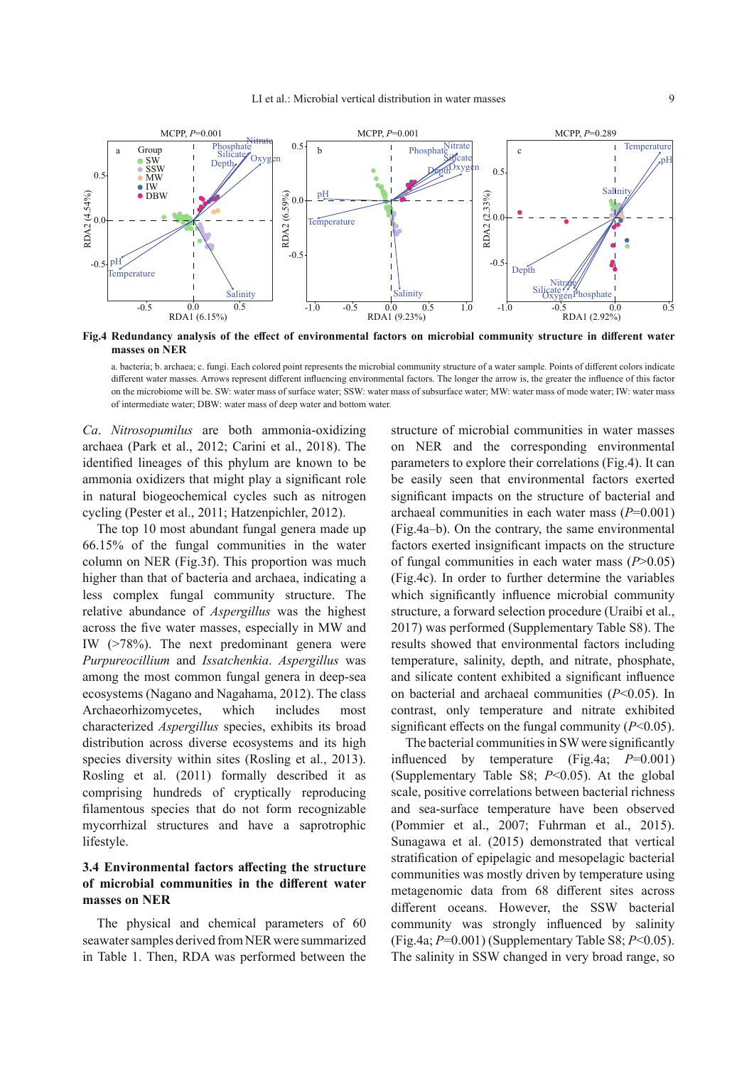**Fig.4 Redundancy analysis of the effect of environmental factors on microbial community structure in different water masses on NER**

a. bacteria; b. archaea; c. fungi. Each colored point represents the microbial community structure of a water sample. Points of different colors indicate different water masses. Arrows represent different influencing environmental factors. The longer the arrow is, the greater the influence of this factor on the microbiome will be. SW: water mass of surface water; SSW: water mass of subsurface water; MW: water mass of mode water; IW: water mass of intermediate water; DBW: water mass of deep water and bottom water.

*Ca*. *Nitrosopumilus* are both ammonia-oxidizing archaea (Park et al., 2012; Carini et al., 2018). The identified lineages of this phylum are known to be ammonia oxidizers that might play a significant role in natural biogeochemical cycles such as nitrogen cycling (Pester et al., 2011; Hatzenpichler, 2012).

The top 10 most abundant fungal genera made up 66.15% of the fungal communities in the water column on NER (Fig.3f). This proportion was much higher than that of bacteria and archaea, indicating a less complex fungal community structure. The relative abundance of *Aspergillus* was the highest across the five water masses, especially in MW and IW (>78%). The next predominant genera were *Purpureocillium* and *Issatchenkia*. *Aspergillus* was among the most common fungal genera in deep-sea ecosystems (Nagano and Nagahama, 2012). The class Archaeorhizomycetes, which includes most characterized *Aspergillus* species, exhibits its broad distribution across diverse ecosystems and its high species diversity within sites (Rosling et al., 2013). Rosling et al. (2011) formally described it as comprising hundreds of cryptically reproducing filamentous species that do not form recognizable mycorrhizal structures and have a saprotrophic lifestyle.

### 3.4 Environmental factors affecting the structure of microbial communities in the different water masses on NER

The physical and chemical parameters of 60 seawater samples derived from NER were summarized in Table 1. Then, RDA was performed between the structure of microbial communities in water masses on NER and the corresponding environmental parameters to explore their correlations (Fig.4). It can be easily seen that environmental factors exerted significant impacts on the structure of bacterial and archaeal communities in each water mass ($P$=0.001) (Fig.4a–b). On the contrary, the same environmental factors exerted insignificant impacts on the structure of fungal communities in each water mass ($P$>0.05) (Fig.4c). In order to further determine the variables which significantly influence microbial community structure, a forward selection procedure (Uraibi et al., 2017) was performed (Supplementary Table S8). The results showed that environmental factors including temperature, salinity, depth, and nitrate, phosphate, and silicate content exhibited a significant influence on bacterial and archaeal communities ($P$<0.05). In contrast, only temperature and nitrate exhibited significant effects on the fungal community ($P$<0.05).

The bacterial communities in SW were significantly influenced by temperature (Fig.4a; $P$=0.001) (Supplementary Table S8; $P$<0.05). At the global scale, positive correlations between bacterial richness and sea-surface temperature have been observed (Pommier et al., 2007; Fuhrman et al., 2015). Sunagawa et al. (2015) demonstrated that vertical stratification of epipelagic and mesopelagic bacterial communities was mostly driven by temperature using metagenomic data from 68 different sites across different oceans. However, the SSW bacterial community was strongly influenced by salinity (Fig.4a; $P$=0.001) (Supplementary Table S8; $P$<0.05). The salinity in SSW changed in very broad range, so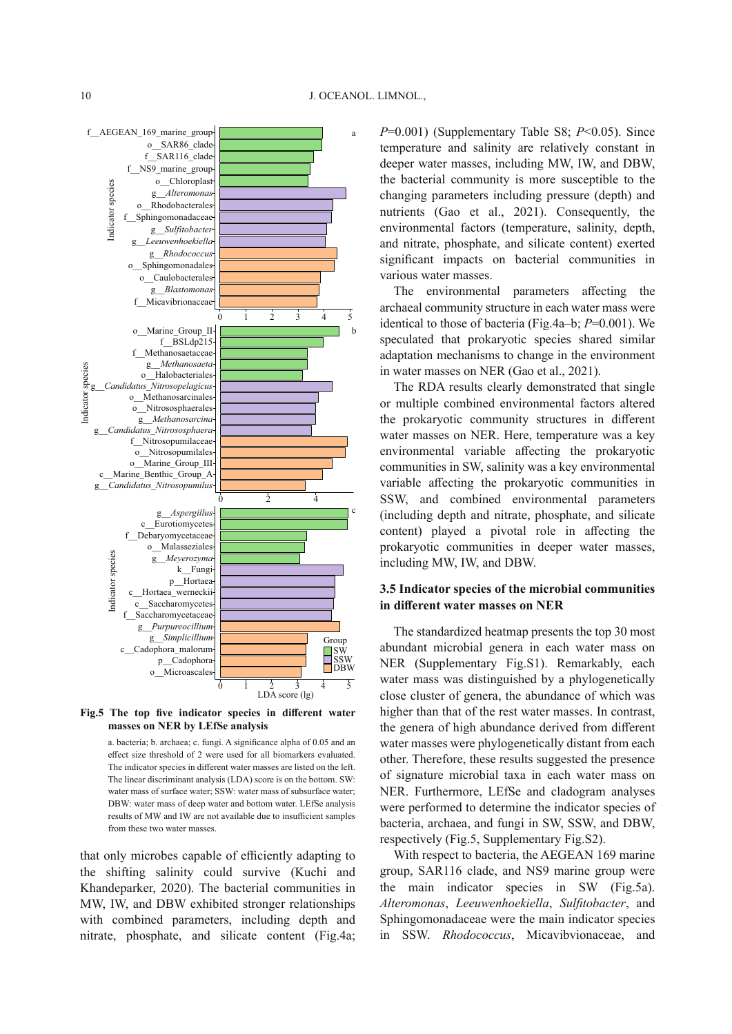**Fig.5 The top five indicator species in different water masses on NER by LEfSe analysis**

a. bacteria; b. archaea; c. fungi. A significance alpha of 0.05 and an effect size threshold of 2 were used for all biomarkers evaluated. The indicator species in different water masses are listed on the left. The linear discriminant analysis (LDA) score is on the bottom. SW: water mass of surface water; SSW: water mass of subsurface water; DBW: water mass of deep water and bottom water. LEfSe analysis results of MW and IW are not available due to insufficient samples from these two water masses.

that only microbes capable of efficiently adapting to the shifting salinity could survive (Kuchi and Khandeparker, 2020). The bacterial communities in MW, IW, and DBW exhibited stronger relationships with combined parameters, including depth and nitrate, phosphate, and silicate content (Fig.4a; $P$=0.001) (Supplementary Table S8; $P$<0.05). Since temperature and salinity are relatively constant in deeper water masses, including MW, IW, and DBW, the bacterial community is more susceptible to the changing parameters including pressure (depth) and nutrients (Gao et al., 2021). Consequently, the environmental factors (temperature, salinity, depth, and nitrate, phosphate, and silicate content) exerted significant impacts on bacterial communities in various water masses.

The environmental parameters affecting the archaeal community structure in each water mass were identical to those of bacteria (Fig.4a–b; $P$=0.001). We speculated that prokaryotic species shared similar adaptation mechanisms to change in the environment in water masses on NER (Gao et al., 2021).

The RDA results clearly demonstrated that single or multiple combined environmental factors altered the prokaryotic community structures in different water masses on NER. Here, temperature was a key environmental variable affecting the prokaryotic communities in SW, salinity was a key environmental variable affecting the prokaryotic communities in SSW, and combined environmental parameters (including depth and nitrate, phosphate, and silicate content) played a pivotal role in affecting the prokaryotic communities in deeper water masses, including MW, IW, and DBW.

### 3.5 Indicator species of the microbial communities in different water masses on NER

The standardized heatmap presents the top 30 most abundant microbial genera in each water mass on NER (Supplementary Fig.S1). Remarkably, each water mass was distinguished by a phylogenetically close cluster of genera, the abundance of which was higher than that of the rest water masses. In contrast, the genera of high abundance derived from different water masses were phylogenetically distant from each other. Therefore, these results suggested the presence of signature microbial taxa in each water mass on NER. Furthermore, LEfSe and cladogram analyses were performed to determine the indicator species of bacteria, archaea, and fungi in SW, SSW, and DBW, respectively (Fig.5, Supplementary Fig.S2).

With respect to bacteria, the AEGEAN 169 marine group, SAR116 clade, and NS9 marine group were the main indicator species in SW (Fig.5a). *Alteromonas*, *Leeuwenhoekiella*, *Sulfitobacter*, and Sphingomonadaceae were the main indicator species in SSW. *Rhodococcus*, Micavibvionaceae, and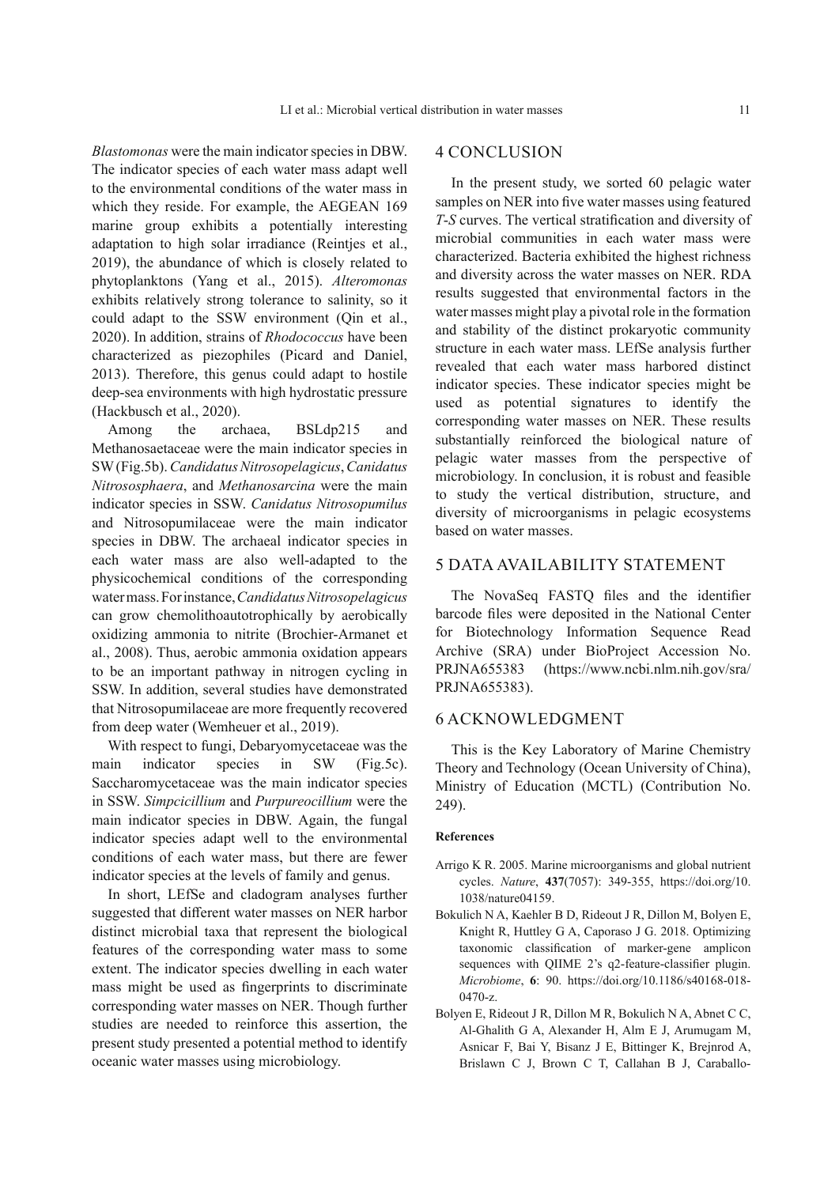*Blastomonas* were the main indicator species in DBW. The indicator species of each water mass adapt well to the environmental conditions of the water mass in which they reside. For example, the AEGEAN 169 marine group exhibits a potentially interesting adaptation to high solar irradiance (Reintjes et al., 2019), the abundance of which is closely related to phytoplanktons (Yang et al., 2015). *Alteromonas* exhibits relatively strong tolerance to salinity, so it could adapt to the SSW environment (Qin et al., 2020). In addition, strains of *Rhodococcus* have been characterized as piezophiles (Picard and Daniel, 2013). Therefore, this genus could adapt to hostile deep-sea environments with high hydrostatic pressure (Hackbusch et al., 2020).

Among the archaea, BSLdp215 and Methanosaetaceae were the main indicator species in SW (Fig.5b). *Candidatus Nitrosopelagicus*, *Canidatus Nitrososphaera*, and *Methanosarcina* were the main indicator species in SSW. *Canidatus Nitrosopumilus* and Nitrosopumilaceae were the main indicator species in DBW. The archaeal indicator species in each water mass are also well-adapted to the physicochemical conditions of the corresponding water mass. For instance, *Candidatus Nitrosopelagicus* can grow chemolithoautotrophically by aerobically oxidizing ammonia to nitrite (Brochier-Armanet et al., 2008). Thus, aerobic ammonia oxidation appears to be an important pathway in nitrogen cycling in SSW. In addition, several studies have demonstrated that Nitrosopumilaceae are more frequently recovered from deep water (Wemheuer et al., 2019).

With respect to fungi, Debaryomycetaceae was the main indicator species in SW (Fig.5c). Saccharomycetaceae was the main indicator species in SSW. *Simpcicillium* and *Purpureocillium* were the main indicator species in DBW. Again, the fungal indicator species adapt well to the environmental conditions of each water mass, but there are fewer indicator species at the levels of family and genus.

In short, LEfSe and cladogram analyses further suggested that different water masses on NER harbor distinct microbial taxa that represent the biological features of the corresponding water mass to some extent. The indicator species dwelling in each water mass might be used as fingerprints to discriminate corresponding water masses on NER. Though further studies are needed to reinforce this assertion, the present study presented a potential method to identify oceanic water masses using microbiology.

## 4 CONCLUSION

In the present study, we sorted 60 pelagic water samples on NER into five water masses using featured *T-S* curves. The vertical stratification and diversity of microbial communities in each water mass were characterized. Bacteria exhibited the highest richness and diversity across the water masses on NER. RDA results suggested that environmental factors in the water masses might play a pivotal role in the formation and stability of the distinct prokaryotic community structure in each water mass. LEfSe analysis further revealed that each water mass harbored distinct indicator species. These indicator species might be used as potential signatures to identify the corresponding water masses on NER. These results substantially reinforced the biological nature of pelagic water masses from the perspective of microbiology. In conclusion, it is robust and feasible to study the vertical distribution, structure, and diversity of microorganisms in pelagic ecosystems based on water masses.

## 5 DATA AVAILABILITY STATEMENT

The NovaSeq FASTQ files and the identifier barcode files were deposited in the National Center for Biotechnology Information Sequence Read Archive (SRA) under BioProject Accession No. PRJNA655383 (https://www.ncbi.nlm.nih.gov/sra/PRJNA655383).

## 6 ACKNOWLEDGMENT

This is the Key Laboratory of Marine Chemistry Theory and Technology (Ocean University of China), Ministry of Education (MCTL) (Contribution No. 249).

**References**

Arrigo K R. 2005. Marine microorganisms and global nutrient cycles. *Nature*, **437**(7057): 349-355, https://doi.org/10.1038/nature04159.

Bokulich N A, Kaehler B D, Rideout J R, Dillon M, Bolyen E, Knight R, Huttley G A, Caporaso J G. 2018. Optimizing taxonomic classification of marker-gene amplicon sequences with QIIME 2's q2-feature-classifier plugin. *Microbiome*, **6**: 90. https://doi.org/10.1186/s40168-018-0470-z.

Bolyen E, Rideout J R, Dillon M R, Bokulich N A, Abnet C C, Al-Ghalith G A, Alexander H, Alm E J, Arumugam M, Asnicar F, Bai Y, Bisanz J E, Bittinger K, Brejnrod A, Brislawn C J, Brown C T, Callahan B J, Caraballo-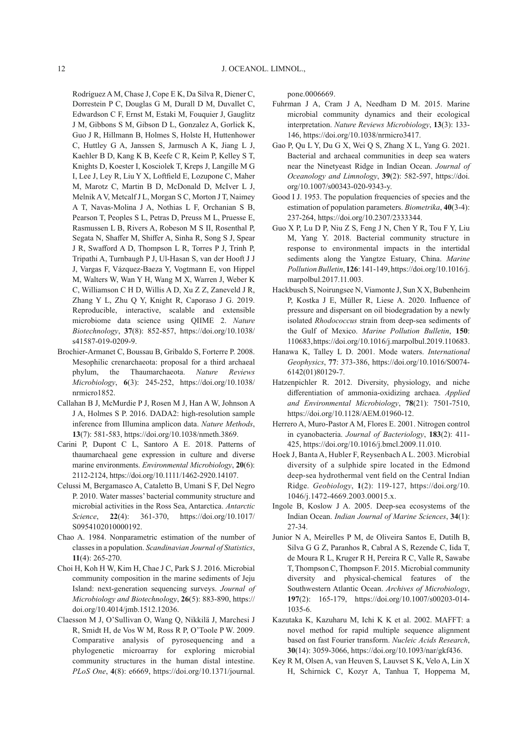Rodríguez A M, Chase J, Cope E K, Da Silva R, Diener C, Dorrestein P C, Douglas G M, Durall D M, Duvallet C, Edwardson C F, Ernst M, Estaki M, Fouquier J, Gauglitz J M, Gibbons S M, Gibson D L, Gonzalez A, Gorlick K, Guo J R, Hillmann B, Holmes S, Holste H, Huttenhower C, Huttley G A, Janssen S, Jarmusch A K, Jiang L J, Kaehler B D, Kang K B, Keefe C R, Keim P, Kelley S T, Knights D, Koester I, Kosciolek T, Kreps J, Langille M G I, Lee J, Ley R, Liu Y X, Loftfield E, Lozupone C, Maher M, Marotz C, Martin B D, McDonald D, McIver L J, Melnik A V, Metcalf J L, Morgan S C, Morton J T, Naimey A T, Navas-Molina J A, Nothias L F, Orchanian S B, Pearson T, Peoples S L, Petras D, Preuss M L, Pruesse E, Rasmussen L B, Rivers A, Robeson M S II, Rosenthal P, Segata N, Shaffer M, Shiffer A, Sinha R, Song S J, Spear J R, Swafford A D, Thompson L R, Torres P J, Trinh P, Tripathi A, Turnbaugh P J, Ul-Hasan S, van der Hooft J J J, Vargas F, Vázquez-Baeza Y, Vogtmann E, von Hippel M, Walters W, Wan Y H, Wang M X, Warren J, Weber K C, Williamson C H D, Willis A D, Xu Z Z, Zaneveld J R, Zhang Y L, Zhu Q Y, Knight R, Caporaso J G. 2019. Reproducible, interactive, scalable and extensible microbiome data science using QIIME 2. *Nature Biotechnology*, **37**(8): 852-857, https://doi.org/10.1038/s41587-019-0209-9.

Brochier-Armanet C, Boussau B, Gribaldo S, Forterre P. 2008. Mesophilic crenarchaeota: proposal for a third archaeal phylum, the Thaumarchaeota. *Nature Reviews Microbiology*, **6**(3): 245-252, https://doi.org/10.1038/nrmicro1852.

Callahan B J, McMurdie P J, Rosen M J, Han A W, Johnson A J A, Holmes S P. 2016. DADA2: high-resolution sample inference from Illumina amplicon data. *Nature Methods*, **13**(7): 581-583, https://doi.org/10.1038/nmeth.3869.

Carini P, Dupont C L, Santoro A E. 2018. Patterns of thaumarchaeal gene expression in culture and diverse marine environments. *Environmental Microbiology*, **20**(6): 2112-2124, https://doi.org/10.1111/1462-2920.14107.

Celussi M, Bergamasco A, Cataletto B, Umani S F, Del Negro P. 2010. Water masses' bacterial community structure and microbial activities in the Ross Sea, Antarctica. *Antarctic Science*, **22**(4): 361-370, https://doi.org/10.1017/S0954102010000192.

Chao A. 1984. Nonparametric estimation of the number of classes in a population. *Scandinavian Journal of Statistics*, **11**(4): 265-270.

Choi H, Koh H W, Kim H, Chae J C, Park S J. 2016. Microbial community composition in the marine sediments of Jeju Island: next-generation sequencing surveys. *Journal of Microbiology and Biotechnology*, **26**(5): 883-890, https://doi.org/10.4014/jmb.1512.12036.

Claesson M J, O'Sullivan O, Wang Q, Nikkilä J, Marchesi J R, Smidt H, de Vos W M, Ross R P, O'Toole P W. 2009. Comparative analysis of pyrosequencing and a phylogenetic microarray for exploring microbial community structures in the human distal intestine. *PLoS One*, **4**(8): e6669, https://doi.org/10.1371/journal.pone.0006669.

Fuhrman J A, Cram J A, Needham D M. 2015. Marine microbial community dynamics and their ecological interpretation. *Nature Reviews Microbiology*, **13**(3): 133-146, https://doi.org/10.1038/nrmicro3417.

Gao P, Qu L Y, Du G X, Wei Q S, Zhang X L, Yang G. 2021. Bacterial and archaeal communities in deep sea waters near the Ninetyeast Ridge in Indian Ocean. *Journal of Oceanology and Limnology*, **39**(2): 582-597, https://doi.org/10.1007/s00343-020-9343-y.

Good I J. 1953. The population frequencies of species and the estimation of population parameters. *Biometrika*, **40**(3-4): 237-264, https://doi.org/10.2307/2333344.

Guo X P, Lu D P, Niu Z S, Feng J N, Chen Y R, Tou F Y, Liu M, Yang Y. 2018. Bacterial community structure in response to environmental impacts in the intertidal sediments along the Yangtze Estuary, China. *Marine Pollution Bulletin*, **126**: 141-149, https://doi.org/10.1016/j.marpolbul.2017.11.003.

Hackbusch S, Noirungsee N, Viamonte J, Sun X X, Bubenheim P, Kostka J E, Müller R, Liese A. 2020. Influence of pressure and dispersant on oil biodegradation by a newly isolated *Rhodococcus* strain from deep-sea sediments of the Gulf of Mexico. *Marine Pollution Bulletin*, **150**: 110683, https://doi.org/10.1016/j.marpolbul.2019.110683.

Hanawa K, Talley L D. 2001. Mode waters. *International Geophysics*, **77**: 373-386, https://doi.org/10.1016/S0074-6142(01)80129-7.

Hatzenpichler R. 2012. Diversity, physiology, and niche differentiation of ammonia-oxidizing archaea. *Applied and Environmental Microbiology*, **78**(21): 7501-7510, https://doi.org/10.1128/AEM.01960-12.

Herrero A, Muro-Pastor A M, Flores E. 2001. Nitrogen control in cyanobacteria. *Journal of Bacteriology*, **183**(2): 411-425, https://doi.org/10.1016/j.bmcl.2009.11.010.

Hoek J, Banta A, Hubler F, Reysenbach A L. 2003. Microbial diversity of a sulphide spire located in the Edmond deep-sea hydrothermal vent field on the Central Indian Ridge. *Geobiology*, **1**(2): 119-127, https://doi.org/10.1046/j.1472-4669.2003.00015.x.

Ingole B, Koslow J A. 2005. Deep-sea ecosystems of the Indian Ocean. *Indian Journal of Marine Sciences*, **34**(1): 27-34.

Junior N A, Meirelles P M, de Oliveira Santos E, Dutilh B, Silva G G Z, Paranhos R, Cabral A S, Rezende C, Iida T, de Moura R L, Kruger R H, Pereira R C, Valle R, Sawabe T, Thompson C, Thompson F. 2015. Microbial community diversity and physical-chemical features of the Southwestern Atlantic Ocean. *Archives of Microbiology*, **197**(2): 165-179, https://doi.org/10.1007/s00203-014-1035-6.

Kazutaka K, Kazuharu M, Ichi K K et al. 2002. MAFFT: a novel method for rapid multiple sequence alignment based on fast Fourier transform. *Nucleic Acids Research*, **30**(14): 3059-3066, https://doi.org/10.1093/nar/gkf436.

Key R M, Olsen A, van Heuven S, Lauvset S K, Velo A, Lin X H, Schirnick C, Kozyr A, Tanhua T, Hoppema M,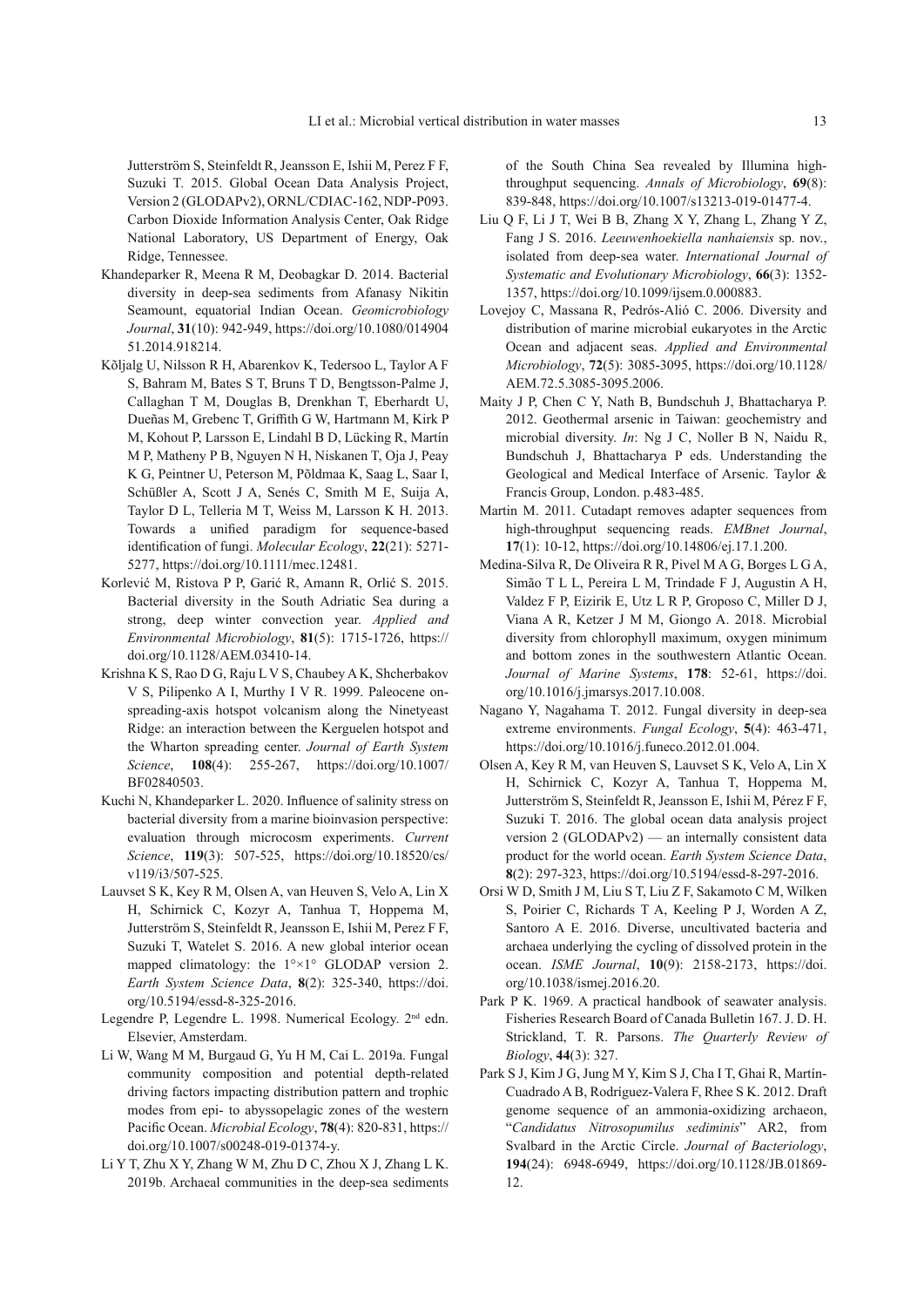Jutterström S, Steinfeldt R, Jeansson E, Ishii M, Perez F F, Suzuki T. 2015. Global Ocean Data Analysis Project, Version 2 (GLODAPv2), ORNL/CDIAC-162, NDP-P093. Carbon Dioxide Information Analysis Center, Oak Ridge National Laboratory, US Department of Energy, Oak Ridge, Tennessee.

Khandeparker R, Meena R M, Deobagkar D. 2014. Bacterial diversity in deep-sea sediments from Afanasy Nikitin Seamount, equatorial Indian Ocean. *Geomicrobiology Journal*, **31**(10): 942-949, https://doi.org/10.1080/01490451.2014.918214.

Kõljalg U, Nilsson R H, Abarenkov K, Tedersoo L, Taylor A F S, Bahram M, Bates S T, Bruns T D, Bengtsson-Palme J, Callaghan T M, Douglas B, Drenkhan T, Eberhardt U, Dueñas M, Grebenc T, Griffith G W, Hartmann M, Kirk P M, Kohout P, Larsson E, Lindahl B D, Lücking R, Martín M P, Matheny P B, Nguyen N H, Niskanen T, Oja J, Peay K G, Peintner U, Peterson M, Põldmaa K, Saag L, Saar I, Schüßler A, Scott J A, Senés C, Smith M E, Suija A, Taylor D L, Telleria M T, Weiss M, Larsson K H. 2013. Towards a unified paradigm for sequence-based identification of fungi. *Molecular Ecology*, **22**(21): 5271-5277, https://doi.org/10.1111/mec.12481.

Korlević M, Ristova P P, Garić R, Amann R, Orlić S. 2015. Bacterial diversity in the South Adriatic Sea during a strong, deep winter convection year. *Applied and Environmental Microbiology*, **81**(5): 1715-1726, https://doi.org/10.1128/AEM.03410-14.

Krishna K S, Rao D G, Raju L V S, Chaubey A K, Shcherbakov V S, Pilipenko A I, Murthy I V R. 1999. Paleocene on-spreading-axis hotspot volcanism along the Ninetyeast Ridge: an interaction between the Kerguelen hotspot and the Wharton spreading center. *Journal of Earth System Science*, **108**(4): 255-267, https://doi.org/10.1007/BF02840503.

Kuchi N, Khandeparker L. 2020. Influence of salinity stress on bacterial diversity from a marine bioinvasion perspective: evaluation through microcosm experiments. *Current Science*, **119**(3): 507-525, https://doi.org/10.18520/cs/v119/i3/507-525.

Lauvset S K, Key R M, Olsen A, van Heuven S, Velo A, Lin X H, Schirnick C, Kozyr A, Tanhua T, Hoppema M, Jutterström S, Steinfeldt R, Jeansson E, Ishii M, Perez F F, Suzuki T, Watelet S. 2016. A new global interior ocean mapped climatology: the 1°×1° GLODAP version 2. *Earth System Science Data*, **8**(2): 325-340, https://doi.org/10.5194/essd-8-325-2016.

Legendre P, Legendre L. 1998. Numerical Ecology. 2nd edn. Elsevier, Amsterdam.

Li W, Wang M M, Burgaud G, Yu H M, Cai L. 2019a. Fungal community composition and potential depth-related driving factors impacting distribution pattern and trophic modes from epi- to abyssopelagic zones of the western Pacific Ocean. *Microbial Ecology*, **78**(4): 820-831, https://doi.org/10.1007/s00248-019-01374-y.

Li Y T, Zhu X Y, Zhang W M, Zhu D C, Zhou X J, Zhang L K. 2019b. Archaeal communities in the deep-sea sediments of the South China Sea revealed by Illumina high-throughput sequencing. *Annals of Microbiology*, **69**(8): 839-848, https://doi.org/10.1007/s13213-019-01477-4.

Liu Q F, Li J T, Wei B B, Zhang X Y, Zhang L, Zhang Y Z, Fang J S. 2016. *Leeuwenhoekiella nanhaiensis* sp. nov., isolated from deep-sea water. *International Journal of Systematic and Evolutionary Microbiology*, **66**(3): 1352-1357, https://doi.org/10.1099/ijsem.0.000883.

Lovejoy C, Massana R, Pedrós-Alió C. 2006. Diversity and distribution of marine microbial eukaryotes in the Arctic Ocean and adjacent seas. *Applied and Environmental Microbiology*, **72**(5): 3085-3095, https://doi.org/10.1128/AEM.72.5.3085-3095.2006.

Maity J P, Chen C Y, Nath B, Bundschuh J, Bhattacharya P. 2012. Geothermal arsenic in Taiwan: geochemistry and microbial diversity. *In*: Ng J C, Noller B N, Naidu R, Bundschuh J, Bhattacharya P eds. Understanding the Geological and Medical Interface of Arsenic. Taylor & Francis Group, London. p.483-485.

Martin M. 2011. Cutadapt removes adapter sequences from high-throughput sequencing reads. *EMBnet Journal*, **17**(1): 10-12, https://doi.org/10.14806/ej.17.1.200.

Medina-Silva R, De Oliveira R R, Pivel M A G, Borges L G A, Simão T L L, Pereira L M, Trindade F J, Augustin A H, Valdez F P, Eizirik E, Utz L R P, Groposo C, Miller D J, Viana A R, Ketzer J M M, Giongo A. 2018. Microbial diversity from chlorophyll maximum, oxygen minimum and bottom zones in the southwestern Atlantic Ocean. *Journal of Marine Systems*, **178**: 52-61, https://doi.org/10.1016/j.jmarsys.2017.10.008.

Nagano Y, Nagahama T. 2012. Fungal diversity in deep-sea extreme environments. *Fungal Ecology*, **5**(4): 463-471, https://doi.org/10.1016/j.funeco.2012.01.004.

Olsen A, Key R M, van Heuven S, Lauvset S K, Velo A, Lin X H, Schirnick C, Kozyr A, Tanhua T, Hoppema M, Jutterström S, Steinfeldt R, Jeansson E, Ishii M, Pérez F F, Suzuki T. 2016. The global ocean data analysis project version 2 (GLODAPv2) — an internally consistent data product for the world ocean. *Earth System Science Data*, **8**(2): 297-323, https://doi.org/10.5194/essd-8-297-2016.

Orsi W D, Smith J M, Liu S T, Liu Z F, Sakamoto C M, Wilken S, Poirier C, Richards T A, Keeling P J, Worden A Z, Santoro A E. 2016. Diverse, uncultivated bacteria and archaea underlying the cycling of dissolved protein in the ocean. *ISME Journal*, **10**(9): 2158-2173, https://doi.org/10.1038/ismej.2016.20.

Park P K. 1969. A practical handbook of seawater analysis. Fisheries Research Board of Canada Bulletin 167. J. D. H. Strickland, T. R. Parsons. *The Quarterly Review of Biology*, **44**(3): 327.

Park S J, Kim J G, Jung M Y, Kim S J, Cha I T, Ghai R, Martín-Cuadrado A B, Rodríguez-Valera F, Rhee S K. 2012. Draft genome sequence of an ammonia-oxidizing archaeon, "*Candidatus Nitrosopumilus sediminis*" AR2, from Svalbard in the Arctic Circle. *Journal of Bacteriology*, **194**(24): 6948-6949, https://doi.org/10.1128/JB.01869-12.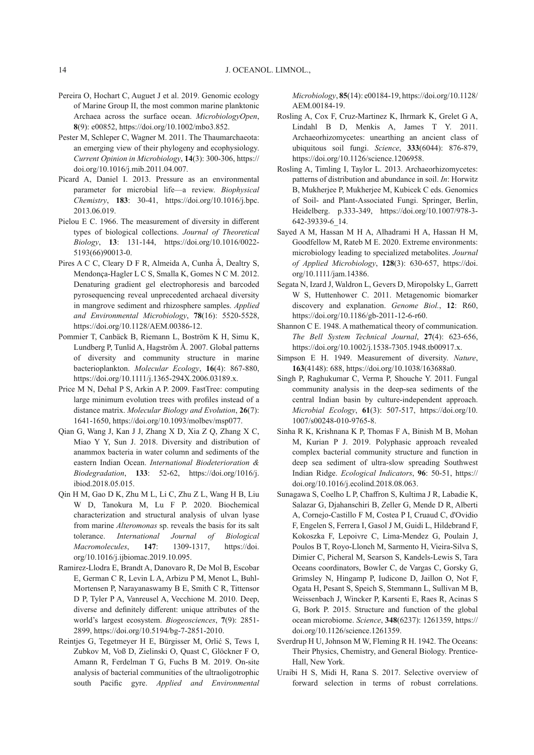Pereira O, Hochart C, Auguet J et al. 2019. Genomic ecology of Marine Group II, the most common marine planktonic Archaea across the surface ocean. *MicrobiologyOpen*, **8**(9): e00852, https://doi.org/10.1002/mbo3.852.

Pester M, Schleper C, Wagner M. 2011. The Thaumarchaeota: an emerging view of their phylogeny and ecophysiology. *Current Opinion in Microbiology*, **14**(3): 300-306, https://doi.org/10.1016/j.mib.2011.04.007.

Picard A, Daniel I. 2013. Pressure as an environmental parameter for microbial life—a review. *Biophysical Chemistry*, **183**: 30-41, https://doi.org/10.1016/j.bpc.2013.06.019.

Pielou E C. 1966. The measurement of diversity in different types of biological collections. *Journal of Theoretical Biology*, **13**: 131-144, https://doi.org/10.1016/0022-5193(66)90013-0.

Pires A C C, Cleary D F R, Almeida A, Cunha Â, Dealtry S, Mendonça-Hagler L C S, Smalla K, Gomes N C M. 2012. Denaturing gradient gel electrophoresis and barcoded pyrosequencing reveal unprecedented archaeal diversity in mangrove sediment and rhizosphere samples. *Applied and Environmental Microbiology*, **78**(16): 5520-5528, https://doi.org/10.1128/AEM.00386-12.

Pommier T, Canbäck B, Riemann L, Boström K H, Simu K, Lundberg P, Tunlid A, Hagström Å. 2007. Global patterns of diversity and community structure in marine bacterioplankton. *Molecular Ecology*, **16**(4): 867-880, https://doi.org/10.1111/j.1365-294X.2006.03189.x.

Price M N, Dehal P S, Arkin A P. 2009. FastTree: computing large minimum evolution trees with profiles instead of a distance matrix. *Molecular Biology and Evolution*, **26**(7): 1641-1650, https://doi.org/10.1093/molbev/msp077.

Qian G, Wang J, Kan J J, Zhang X D, Xia Z Q, Zhang X C, Miao Y Y, Sun J. 2018. Diversity and distribution of anammox bacteria in water column and sediments of the eastern Indian Ocean. *International Biodeterioration & Biodegradation*, **133**: 52-62, https://doi.org/10.1016/j.ibiod.2018.05.015.

Qin H M, Gao D K, Zhu M L, Li C, Zhu Z L, Wang H B, Liu W D, Tanokura M, Lu F P. 2020. Biochemical characterization and structural analysis of ulvan lyase from marine *Alteromonas* sp. reveals the basis for its salt tolerance. *International Journal of Biological Macromolecules*, **147**: 1309-1317, https://doi.org/10.1016/j.ijbiomac.2019.10.095.

Ramirez-Llodra E, Brandt A, Danovaro R, De Mol B, Escobar E, German C R, Levin L A, Arbizu P M, Menot L, Buhl-Mortensen P, Narayanaswamy B E, Smith C R, Tittensor D P, Tyler P A, Vanreusel A, Vecchione M. 2010. Deep, diverse and definitely different: unique attributes of the world's largest ecosystem. *Biogeosciences*, **7**(9): 2851-2899, https://doi.org/10.5194/bg-7-2851-2010.

Reintjes G, Tegetmeyer H E, Bürgisser M, Orlić S, Tews I, Zubkov M, Voß D, Zielinski O, Quast C, Glöckner F O, Amann R, Ferdelman T G, Fuchs B M. 2019. On-site analysis of bacterial communities of the ultraoligotrophic south Pacific gyre. *Applied and Environmental Microbiology*, **85**(14): e00184-19, https://doi.org/10.1128/AEM.00184-19.

Rosling A, Cox F, Cruz-Martinez K, Ihrmark K, Grelet G A, Lindahl B D, Menkis A, James T Y. 2011. Archaeorhizomycetes: unearthing an ancient class of ubiquitous soil fungi. *Science*, **333**(6044): 876-879, https://doi.org/10.1126/science.1206958.

Rosling A, Timling I, Taylor L. 2013. Archaeorhizomycetes: patterns of distribution and abundance in soil. *In*: Horwitz B, Mukherjee P, Mukherjee M, Kubicek C eds. Genomics of Soil- and Plant-Associated Fungi. Springer, Berlin, Heidelberg. p.333-349, https://doi.org/10.1007/978-3-642-39339-6_14.

Sayed A M, Hassan M H A, Alhadrami H A, Hassan H M, Goodfellow M, Rateb M E. 2020. Extreme environments: microbiology leading to specialized metabolites. *Journal of Applied Microbiology*, **128**(3): 630-657, https://doi.org/10.1111/jam.14386.

Segata N, Izard J, Waldron L, Gevers D, Miropolsky L, Garrett W S, Huttenhower C. 2011. Metagenomic biomarker discovery and explanation. *Genome Biol.*, **12**: R60, https://doi.org/10.1186/gb-2011-12-6-r60.

Shannon C E. 1948. A mathematical theory of communication. *The Bell System Technical Journal*, **27**(4): 623-656, https://doi.org/10.1002/j.1538-7305.1948.tb00917.x.

Simpson E H. 1949. Measurement of diversity. *Nature*, **163**(4148): 688, https://doi.org/10.1038/163688a0.

Singh P, Raghukumar C, Verma P, Shouche Y. 2011. Fungal community analysis in the deep-sea sediments of the central Indian basin by culture-independent approach. *Microbial Ecology*, **61**(3): 507-517, https://doi.org/10.1007/s00248-010-9765-8.

Sinha R K, Krishnana K P, Thomas F A, Binish M B, Mohan M, Kurian P J. 2019. Polyphasic approach revealed complex bacterial community structure and function in deep sea sediment of ultra-slow spreading Southwest Indian Ridge. *Ecological Indicators*, **96**: 50-51, https://doi.org/10.1016/j.ecolind.2018.08.063.

Sunagawa S, Coelho L P, Chaffron S, Kultima J R, Labadie K, Salazar G, Djahanschiri B, Zeller G, Mende D R, Alberti A, Cornejo-Castillo F M, Costea P I, Cruaud C, d'Ovidio F, Engelen S, Ferrera I, Gasol J M, Guidi L, Hildebrand F, Kokoszka F, Lepoivre C, Lima-Mendez G, Poulain J, Poulos B T, Royo-Llonch M, Sarmento H, Vieira-Silva S, Dimier C, Picheral M, Searson S, Kandels-Lewis S, Tara Oceans coordinators, Bowler C, de Vargas C, Gorsky G, Grimsley N, Hingamp P, Iudicone D, Jaillon O, Not F, Ogata H, Pesant S, Speich S, Stemmann L, Sullivan M B, Weissenbach J, Wincker P, Karsenti E, Raes R, Acinas S G, Bork P. 2015. Structure and function of the global ocean microbiome. *Science*, **348**(6237): 1261359, https://doi.org/10.1126/science.1261359.

Sverdrup H U, Johnson M W, Fleming R H. 1942. The Oceans: Their Physics, Chemistry, and General Biology. Prentice-Hall, New York.

Uraibi H S, Midi H, Rana S. 2017. Selective overview of forward selection in terms of robust correlations.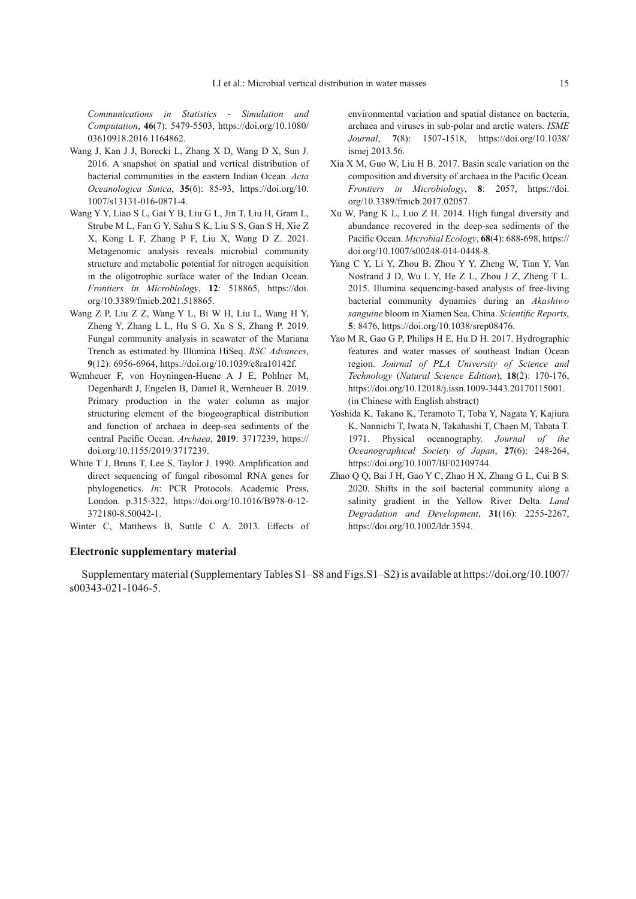*Communications in Statistics - Simulation and Computation*, **46**(7): 5479-5503, https://doi.org/10.1080/03610918.2016.1164862.

Wang J, Kan J J, Borecki L, Zhang X D, Wang D X, Sun J. 2016. A snapshot on spatial and vertical distribution of bacterial communities in the eastern Indian Ocean. *Acta Oceanologica Sinica*, **35**(6): 85-93, https://doi.org/10.1007/s13131-016-0871-4.

Wang Y Y, Liao S L, Gai Y B, Liu G L, Jin T, Liu H, Gram L, Strube M L, Fan G Y, Sahu S K, Liu S S, Gan S H, Xie Z X, Kong L F, Zhang P F, Liu X, Wang D Z. 2021. Metagenomic analysis reveals microbial community structure and metabolic potential for nitrogen acquisition in the oligotrophic surface water of the Indian Ocean. *Frontiers in Microbiology*, **12**: 518865, https://doi.org/10.3389/fmicb.2021.518865.

Wang Z P, Liu Z Z, Wang Y L, Bi W H, Liu L, Wang H Y, Zheng Y, Zhang L L, Hu S G, Xu S S, Zhang P. 2019. Fungal community analysis in seawater of the Mariana Trench as estimated by Illumina HiSeq. *RSC Advances*, **9**(12): 6956-6964, https://doi.org/10.1039/c8ra10142f.

Wemheuer F, von Hoyningen-Huene A J E, Pohlner M, Degenhardt J, Engelen B, Daniel R, Wemheuer B. 2019. Primary production in the water column as major structuring element of the biogeographical distribution and function of archaea in deep-sea sediments of the central Pacific Ocean. *Archaea*, **2019**: 3717239, https://doi.org/10.1155/2019/3717239.

White T J, Bruns T, Lee S, Taylor J. 1990. Amplification and direct sequencing of fungal ribosomal RNA genes for phylogenetics. *In*: PCR Protocols. Academic Press, London. p.315-322, https://doi.org/10.1016/B978-0-12-372180-8.50042-1.

Winter C, Matthews B, Suttle C A. 2013. Effects of environmental variation and spatial distance on bacteria, archaea and viruses in sub-polar and arctic waters. *ISME Journal*, **7**(8): 1507-1518, https://doi.org/10.1038/ismej.2013.56.

Xia X M, Guo W, Liu H B. 2017. Basin scale variation on the composition and diversity of archaea in the Pacific Ocean. *Frontiers in Microbiology*, **8**: 2057, https://doi.org/10.3389/fmicb.2017.02057.

Xu W, Pang K L, Luo Z H. 2014. High fungal diversity and abundance recovered in the deep-sea sediments of the Pacific Ocean. *Microbial Ecology*, **68**(4): 688-698, https://doi.org/10.1007/s00248-014-0448-8.

Yang C Y, Li Y, Zhou B, Zhou Y Y, Zheng W, Tian Y, Van Nostrand J D, Wu L Y, He Z L, Zhou J Z, Zheng T L. 2015. Illumina sequencing-based analysis of free-living bacterial community dynamics during an *Akashiwo sanguine* bloom in Xiamen Sea, China. *Scientific Reports*, **5**: 8476, https://doi.org/10.1038/srep08476.

Yao M R, Gao G P, Philips H E, Hu D H. 2017. Hydrographic features and water masses of southeast Indian Ocean region. *Journal of PLA University of Science and Technology* (*Natural Science Edition*), **18**(2): 170-176, https://doi.org/10.12018/j.issn.1009-3443.20170115001. (in Chinese with English abstract)

Yoshida K, Takano K, Teramoto T, Toba Y, Nagata Y, Kajiura K, Nannichi T, Iwata N, Takahashi T, Chaen M, Tabata T. 1971. Physical oceanography. *Journal of the Oceanographical Society of Japan*, **27**(6): 248-264, https://doi.org/10.1007/BF02109744.

Zhao Q Q, Bai J H, Gao Y C, Zhao H X, Zhang G L, Cui B S. 2020. Shifts in the soil bacterial community along a salinity gradient in the Yellow River Delta. *Land Degradation and Development*, **31**(16): 2255-2267, https://doi.org/10.1002/ldr.3594.

## Electronic supplementary material

Supplementary material (Supplementary Tables S1–S8 and Figs.S1–S2) is available at https://doi.org/10.1007/s00343-021-1046-5.